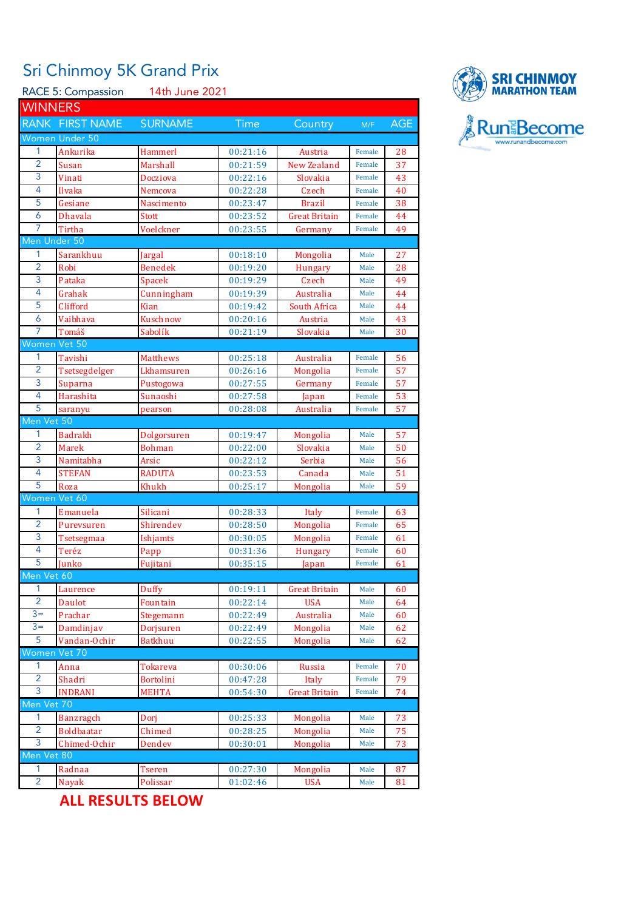# Sri Chinmoy 5K Grand Prix

RACE 5: Compassion 14th June 2021

SRI CHINMOY MARATHON TEAM

Run and Become
www.runandbecome.com

## WINNERS

| RANK | FIRST NAME | SURNAME | Time | Country | M/F | AGE |
|---|---|---|---|---|---|---|
| **Women Under 50** | | | | | | |
| 1 | Ankurika | Hammerl | 00:21:16 | Austria | Female | 28 |
| 2 | Susan | Marshall | 00:21:59 | New Zealand | Female | 37 |
| 3 | Vinati | Docziova | 00:22:16 | Slovakia | Female | 43 |
| 4 | Ilvaka | Nemcova | 00:22:28 | Czech | Female | 40 |
| 5 | Gesiane | Nascimento | 00:23:47 | Brazil | Female | 38 |
| 6 | Dhavala | Stott | 00:23:52 | Great Britain | Female | 44 |
| 7 | Tirtha | Voelckner | 00:23:55 | Germany | Female | 49 |
| **Men Under 50** | | | | | | |
| 1 | Sarankhuu | Jargal | 00:18:10 | Mongolia | Male | 27 |
| 2 | Robi | Benedek | 00:19:20 | Hungary | Male | 28 |
| 3 | Pataka | Spacek | 00:19:29 | Czech | Male | 49 |
| 4 | Grahak | Cunningham | 00:19:39 | Australia | Male | 44 |
| 5 | Clifford | Kian | 00:19:42 | South Africa | Male | 44 |
| 6 | Vaibhava | Kuschnow | 00:20:16 | Austria | Male | 43 |
| 7 | Tomáš | Sabolík | 00:21:19 | Slovakia | Male | 30 |
| **Women Vet 50** | | | | | | |
| 1 | Tavishi | Matthews | 00:25:18 | Australia | Female | 56 |
| 2 | Tsetsegdelger | Lkhamsuren | 00:26:16 | Mongolia | Female | 57 |
| 3 | Suparna | Pustogowa | 00:27:55 | Germany | Female | 57 |
| 4 | Harashita | Sunaoshi | 00:27:58 | Japan | Female | 53 |
| 5 | saranyu | pearson | 00:28:08 | Australia | Female | 57 |
| **Men Vet 50** | | | | | | |
| 1 | Badrakh | Dolgorsuren | 00:19:47 | Mongolia | Male | 57 |
| 2 | Marek | Bohman | 00:22:00 | Slovakia | Male | 50 |
| 3 | Namitabha | Arsic | 00:22:12 | Serbia | Male | 56 |
| 4 | STEFAN | RADUTA | 00:23:53 | Canada | Male | 51 |
| 5 | Roza | Khukh | 00:25:17 | Mongolia | Male | 59 |
| **Women Vet 60** | | | | | | |
| 1 | Emanuela | Silicani | 00:28:33 | Italy | Female | 63 |
| 2 | Purevsuren | Shirendev | 00:28:50 | Mongolia | Female | 65 |
| 3 | Tsetsegmaa | Ishjamts | 00:30:05 | Mongolia | Female | 61 |
| 4 | Teréz | Papp | 00:31:36 | Hungary | Female | 60 |
| 5 | Junko | Fujitani | 00:35:15 | Japan | Female | 61 |
| **Men Vet 60** | | | | | | |
| 1 | Laurence | Duffy | 00:19:11 | Great Britain | Male | 60 |
| 2 | Daulot | Fountain | 00:22:14 | USA | Male | 64 |
| 3= | Prachar | Stegemann | 00:22:49 | Australia | Male | 60 |
| 3= | Damdinjav | Dorjsuren | 00:22:49 | Mongolia | Male | 62 |
| 5 | Vandan-Ochir | Batkhuu | 00:22:55 | Mongolia | Male | 62 |
| **Women Vet 70** | | | | | | |
| 1 | Anna | Tokareva | 00:30:06 | Russia | Female | 70 |
| 2 | Shadri | Bortolini | 00:47:28 | Italy | Female | 79 |
| 3 | INDRANI | MEHTA | 00:54:30 | Great Britain | Female | 74 |
| **Men Vet 70** | | | | | | |
| 1 | Banzragch | Dorj | 00:25:33 | Mongolia | Male | 73 |
| 2 | Boldbaatar | Chimed | 00:28:25 | Mongolia | Male | 75 |
| 3 | Chimed-Ochir | Dendev | 00:30:01 | Mongolia | Male | 73 |
| **Men Vet 80** | | | | | | |
| 1 | Radnaa | Tseren | 00:27:30 | Mongolia | Male | 87 |
| 2 | Nayak | Polissar | 01:02:46 | USA | Male | 81 |

**ALL RESULTS BELOW**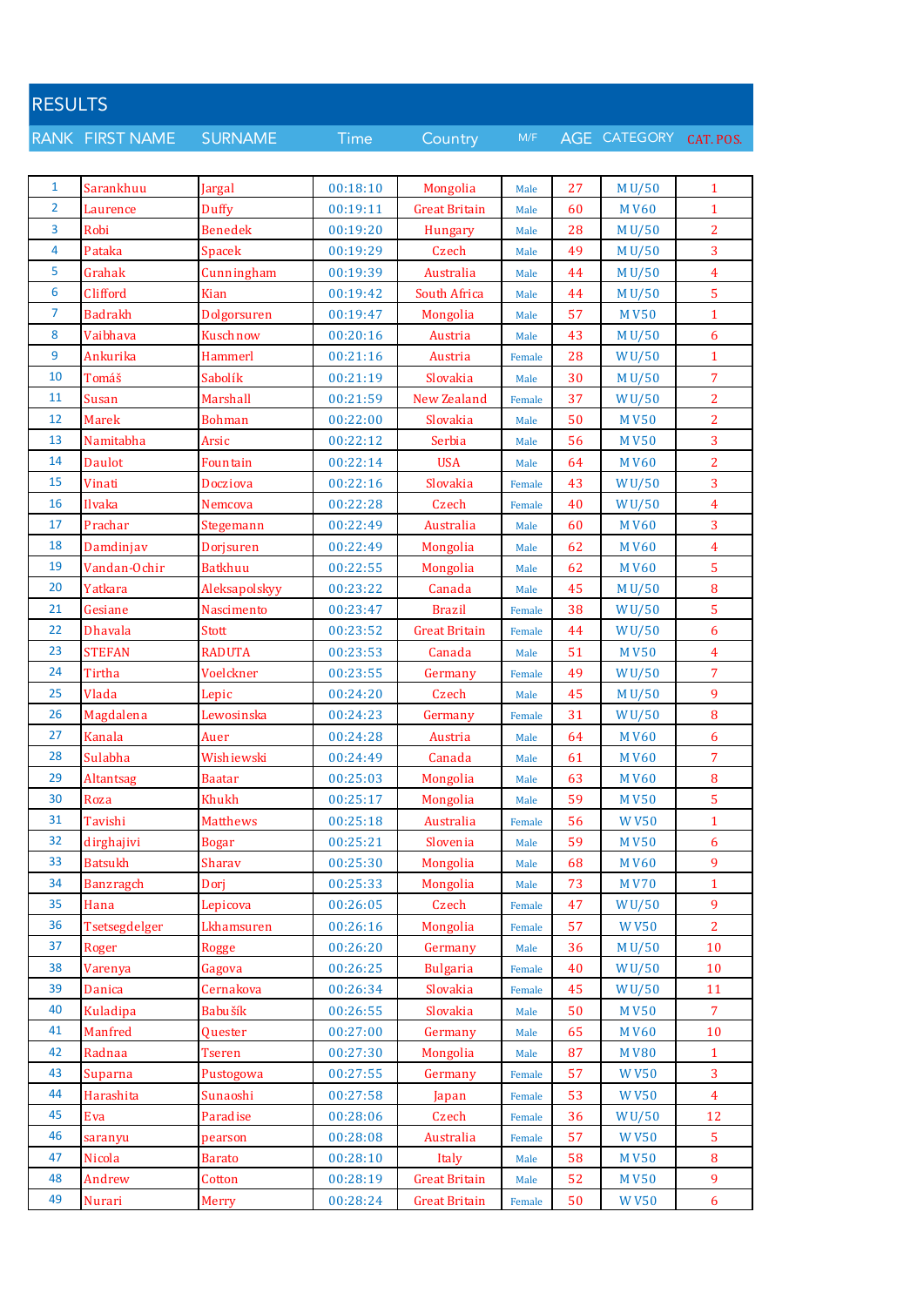# RESULTS

| RANK | FIRST NAME | SURNAME | Time | Country | M/F | AGE | CATEGORY | CAT. POS. |
|---|---|---|---|---|---|---|---|---|
| 1 | Sarankhuu | Jargal | 00:18:10 | Mongolia | Male | 27 | M U/50 | 1 |
| 2 | Laurence | Duffy | 00:19:11 | Great Britain | Male | 60 | M V60 | 1 |
| 3 | Robi | Benedek | 00:19:20 | Hungary | Male | 28 | M U/50 | 2 |
| 4 | Pataka | Spacek | 00:19:29 | Czech | Male | 49 | M U/50 | 3 |
| 5 | Grahak | Cunningham | 00:19:39 | Australia | Male | 44 | M U/50 | 4 |
| 6 | Clifford | Kian | 00:19:42 | South Africa | Male | 44 | M U/50 | 5 |
| 7 | Badrakh | Dolgorsuren | 00:19:47 | Mongolia | Male | 57 | M V50 | 1 |
| 8 | Vaibhava | Kuschnow | 00:20:16 | Austria | Male | 43 | M U/50 | 6 |
| 9 | Ankurika | Hammerl | 00:21:16 | Austria | Female | 28 | W U/50 | 1 |
| 10 | Tomáš | Sabolík | 00:21:19 | Slovakia | Male | 30 | M U/50 | 7 |
| 11 | Susan | Marshall | 00:21:59 | New Zealand | Female | 37 | W U/50 | 2 |
| 12 | Marek | Bohman | 00:22:00 | Slovakia | Male | 50 | M V50 | 2 |
| 13 | Namitabha | Arsic | 00:22:12 | Serbia | Male | 56 | M V50 | 3 |
| 14 | Daulot | Fountain | 00:22:14 | USA | Male | 64 | M V60 | 2 |
| 15 | Vinati | Docziova | 00:22:16 | Slovakia | Female | 43 | W U/50 | 3 |
| 16 | Ilvaka | Nemcova | 00:22:28 | Czech | Female | 40 | W U/50 | 4 |
| 17 | Prachar | Stegemann | 00:22:49 | Australia | Male | 60 | M V60 | 3 |
| 18 | Damdinjav | Dorjsuren | 00:22:49 | Mongolia | Male | 62 | M V60 | 4 |
| 19 | Vandan-Ochir | Batkhuu | 00:22:55 | Mongolia | Male | 62 | M V60 | 5 |
| 20 | Yatkara | Aleksapolskyy | 00:23:22 | Canada | Male | 45 | M U/50 | 8 |
| 21 | Gesiane | Nascimento | 00:23:47 | Brazil | Female | 38 | W U/50 | 5 |
| 22 | Dhavala | Stott | 00:23:52 | Great Britain | Female | 44 | W U/50 | 6 |
| 23 | STEFAN | RADUTA | 00:23:53 | Canada | Male | 51 | M V50 | 4 |
| 24 | Tirtha | Voelckner | 00:23:55 | Germany | Female | 49 | W U/50 | 7 |
| 25 | Vlada | Lepic | 00:24:20 | Czech | Male | 45 | M U/50 | 9 |
| 26 | Magdalena | Lewosinska | 00:24:23 | Germany | Female | 31 | W U/50 | 8 |
| 27 | Kanala | Auer | 00:24:28 | Austria | Male | 64 | M V60 | 6 |
| 28 | Sulabha | Wishiewski | 00:24:49 | Canada | Male | 61 | M V60 | 7 |
| 29 | Altantsag | Baatar | 00:25:03 | Mongolia | Male | 63 | M V60 | 8 |
| 30 | Roza | Khukh | 00:25:17 | Mongolia | Male | 59 | M V50 | 5 |
| 31 | Tavishi | Matthews | 00:25:18 | Australia | Female | 56 | W V50 | 1 |
| 32 | dirghajivi | Bogar | 00:25:21 | Slovenia | Male | 59 | M V50 | 6 |
| 33 | Batsukh | Sharav | 00:25:30 | Mongolia | Male | 68 | M V60 | 9 |
| 34 | Banzragch | Dorj | 00:25:33 | Mongolia | Male | 73 | M V70 | 1 |
| 35 | Hana | Lepicova | 00:26:05 | Czech | Female | 47 | W U/50 | 9 |
| 36 | Tsetsegdelger | Lkhamsuren | 00:26:16 | Mongolia | Female | 57 | W V50 | 2 |
| 37 | Roger | Rogge | 00:26:20 | Germany | Male | 36 | M U/50 | 10 |
| 38 | Varenya | Gagova | 00:26:25 | Bulgaria | Female | 40 | W U/50 | 10 |
| 39 | Danica | Cernakova | 00:26:34 | Slovakia | Female | 45 | W U/50 | 11 |
| 40 | Kuladipa | Babušík | 00:26:55 | Slovakia | Male | 50 | M V50 | 7 |
| 41 | Manfred | Quester | 00:27:00 | Germany | Male | 65 | M V60 | 10 |
| 42 | Radnaa | Tseren | 00:27:30 | Mongolia | Male | 87 | M V80 | 1 |
| 43 | Suparna | Pustogowa | 00:27:55 | Germany | Female | 57 | W V50 | 3 |
| 44 | Harashita | Sunaoshi | 00:27:58 | Japan | Female | 53 | W V50 | 4 |
| 45 | Eva | Paradise | 00:28:06 | Czech | Female | 36 | W U/50 | 12 |
| 46 | saranyu | pearson | 00:28:08 | Australia | Female | 57 | W V50 | 5 |
| 47 | Nicola | Barato | 00:28:10 | Italy | Male | 58 | M V50 | 8 |
| 48 | Andrew | Cotton | 00:28:19 | Great Britain | Male | 52 | M V50 | 9 |
| 49 | Nurari | Merry | 00:28:24 | Great Britain | Female | 50 | W V50 | 6 |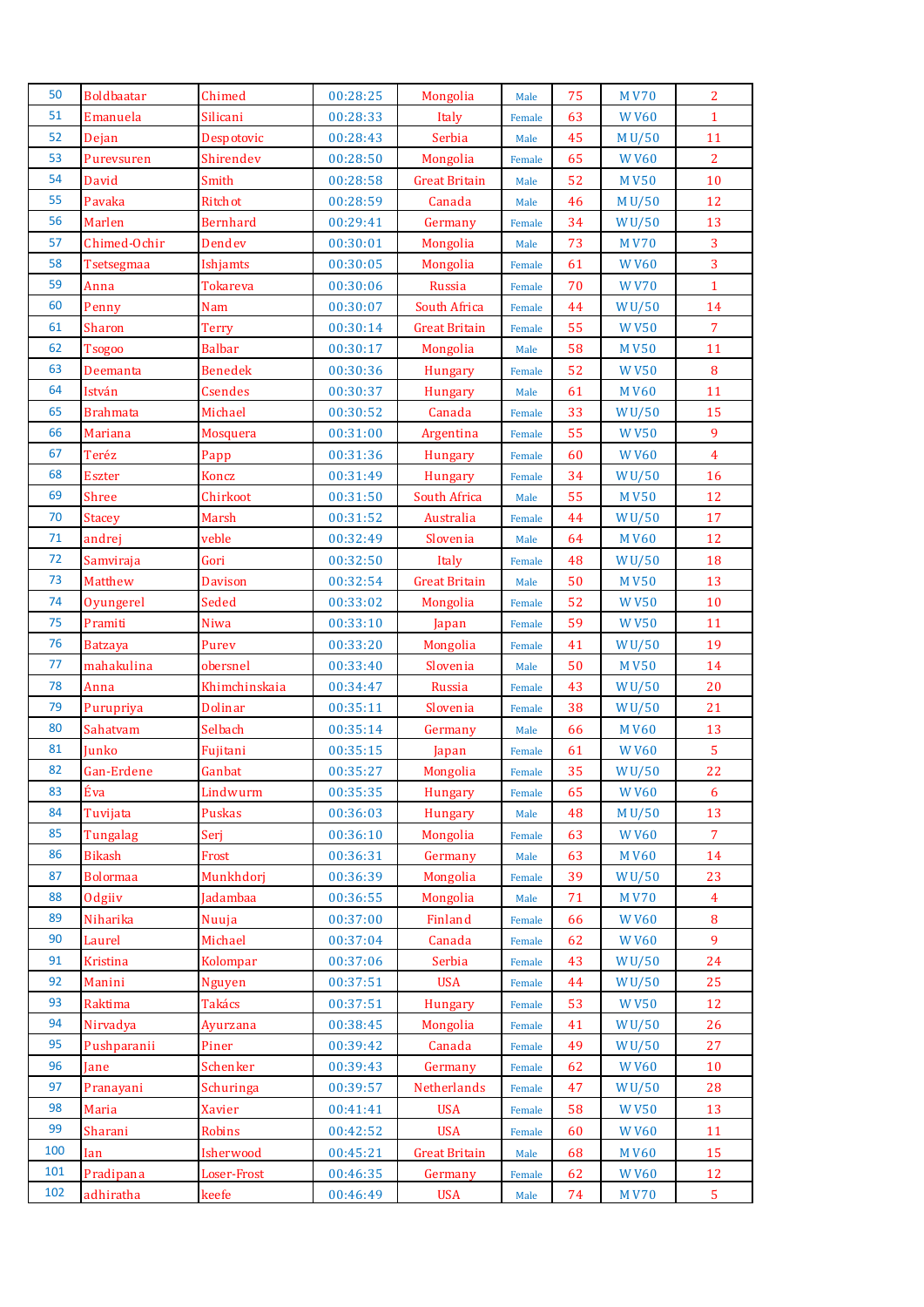| | | | | | | | | |
|---|---|---|---|---|---|---|---|---|
| 50 | Boldbaatar | Chimed | 00:28:25 | Mongolia | Male | 75 | M V70 | 2 |
| 51 | Emanuela | Silicani | 00:28:33 | Italy | Female | 63 | W V60 | 1 |
| 52 | Dejan | Despotovic | 00:28:43 | Serbia | Male | 45 | M U/50 | 11 |
| 53 | Purevsuren | Shirendev | 00:28:50 | Mongolia | Female | 65 | W V60 | 2 |
| 54 | David | Smith | 00:28:58 | Great Britain | Male | 52 | M V50 | 10 |
| 55 | Pavaka | Ritchot | 00:28:59 | Canada | Male | 46 | M U/50 | 12 |
| 56 | Marlen | Bernhard | 00:29:41 | Germany | Female | 34 | W U/50 | 13 |
| 57 | Chimed-Ochir | Dendev | 00:30:01 | Mongolia | Male | 73 | M V70 | 3 |
| 58 | Tsetsegmaa | Ishjamts | 00:30:05 | Mongolia | Female | 61 | W V60 | 3 |
| 59 | Anna | Tokareva | 00:30:06 | Russia | Female | 70 | W V70 | 1 |
| 60 | Penny | Nam | 00:30:07 | South Africa | Female | 44 | W U/50 | 14 |
| 61 | Sharon | Terry | 00:30:14 | Great Britain | Female | 55 | W V50 | 7 |
| 62 | Tsogoo | Balbar | 00:30:17 | Mongolia | Male | 58 | M V50 | 11 |
| 63 | Deemanta | Benedek | 00:30:36 | Hungary | Female | 52 | W V50 | 8 |
| 64 | István | Csendes | 00:30:37 | Hungary | Male | 61 | M V60 | 11 |
| 65 | Brahmata | Michael | 00:30:52 | Canada | Female | 33 | W U/50 | 15 |
| 66 | Mariana | Mosquera | 00:31:00 | Argentina | Female | 55 | W V50 | 9 |
| 67 | Teréz | Papp | 00:31:36 | Hungary | Female | 60 | W V60 | 4 |
| 68 | Eszter | Koncz | 00:31:49 | Hungary | Female | 34 | W U/50 | 16 |
| 69 | Shree | Chirkoot | 00:31:50 | South Africa | Male | 55 | M V50 | 12 |
| 70 | Stacey | Marsh | 00:31:52 | Australia | Female | 44 | W U/50 | 17 |
| 71 | andrej | veble | 00:32:49 | Slovenia | Male | 64 | M V60 | 12 |
| 72 | Samviraja | Gori | 00:32:50 | Italy | Female | 48 | W U/50 | 18 |
| 73 | Matthew | Davison | 00:32:54 | Great Britain | Male | 50 | M V50 | 13 |
| 74 | Oyungerel | Seded | 00:33:02 | Mongolia | Female | 52 | W V50 | 10 |
| 75 | Pramiti | Niwa | 00:33:10 | Japan | Female | 59 | W V50 | 11 |
| 76 | Batzaya | Purev | 00:33:20 | Mongolia | Female | 41 | W U/50 | 19 |
| 77 | mahakulina | obersnel | 00:33:40 | Slovenia | Male | 50 | M V50 | 14 |
| 78 | Anna | Khimchinskaia | 00:34:47 | Russia | Female | 43 | W U/50 | 20 |
| 79 | Purupriya | Dolinar | 00:35:11 | Slovenia | Female | 38 | W U/50 | 21 |
| 80 | Sahatvam | Selbach | 00:35:14 | Germany | Male | 66 | M V60 | 13 |
| 81 | Junko | Fujitani | 00:35:15 | Japan | Female | 61 | W V60 | 5 |
| 82 | Gan-Erdene | Ganbat | 00:35:27 | Mongolia | Female | 35 | W U/50 | 22 |
| 83 | Éva | Lindwurm | 00:35:35 | Hungary | Female | 65 | W V60 | 6 |
| 84 | Tuvijata | Puskas | 00:36:03 | Hungary | Male | 48 | M U/50 | 13 |
| 85 | Tungalag | Serj | 00:36:10 | Mongolia | Female | 63 | W V60 | 7 |
| 86 | Bikash | Frost | 00:36:31 | Germany | Male | 63 | M V60 | 14 |
| 87 | Bolormaa | Munkhdorj | 00:36:39 | Mongolia | Female | 39 | W U/50 | 23 |
| 88 | Odgiiv | Jadambaa | 00:36:55 | Mongolia | Male | 71 | M V70 | 4 |
| 89 | Niharika | Nuuja | 00:37:00 | Finland | Female | 66 | W V60 | 8 |
| 90 | Laurel | Michael | 00:37:04 | Canada | Female | 62 | W V60 | 9 |
| 91 | Kristina | Kolompar | 00:37:06 | Serbia | Female | 43 | W U/50 | 24 |
| 92 | Manini | Nguyen | 00:37:51 | USA | Female | 44 | W U/50 | 25 |
| 93 | Raktima | Takács | 00:37:51 | Hungary | Female | 53 | W V50 | 12 |
| 94 | Nirvadya | Ayurzana | 00:38:45 | Mongolia | Female | 41 | W U/50 | 26 |
| 95 | Pushparanii | Piner | 00:39:42 | Canada | Female | 49 | W U/50 | 27 |
| 96 | Jane | Schenker | 00:39:43 | Germany | Female | 62 | W V60 | 10 |
| 97 | Pranayani | Schuringa | 00:39:57 | Netherlands | Female | 47 | W U/50 | 28 |
| 98 | Maria | Xavier | 00:41:41 | USA | Female | 58 | W V50 | 13 |
| 99 | Sharani | Robins | 00:42:52 | USA | Female | 60 | W V60 | 11 |
| 100 | Ian | Isherwood | 00:45:21 | Great Britain | Male | 68 | M V60 | 15 |
| 101 | Pradipana | Loser-Frost | 00:46:35 | Germany | Female | 62 | W V60 | 12 |
| 102 | adhiratha | keefe | 00:46:49 | USA | Male | 74 | M V70 | 5 |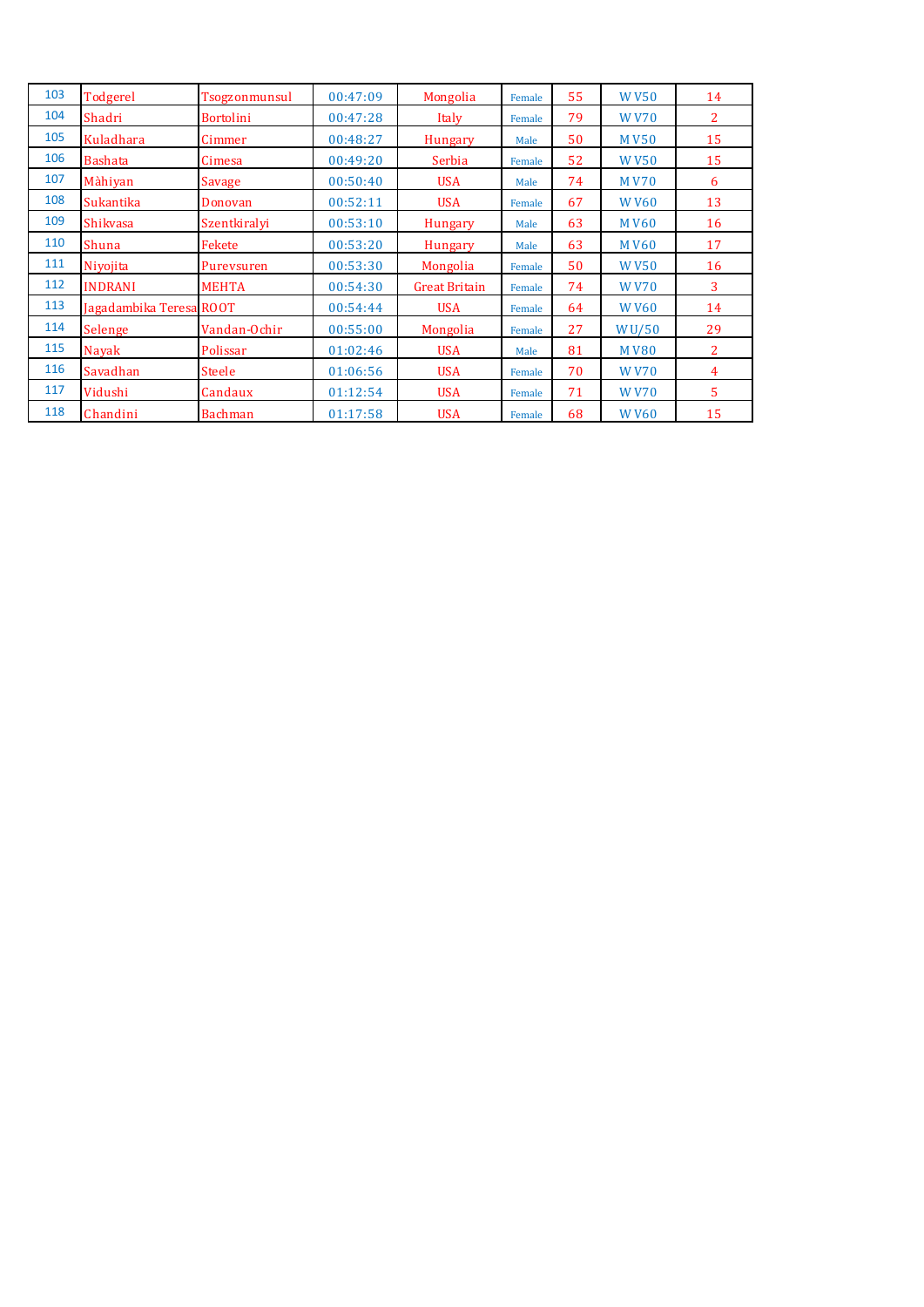| | | | | | | | | |
|---|---|---|---|---|---|---|---|---|
| 103 | Todgerel | Tsogzonmunsul | 00:47:09 | Mongolia | Female | 55 | W V50 | 14 |
| 104 | Shadri | Bortolini | 00:47:28 | Italy | Female | 79 | W V70 | 2 |
| 105 | Kuladhara | Cimmer | 00:48:27 | Hungary | Male | 50 | M V50 | 15 |
| 106 | Bashata | Cimesa | 00:49:20 | Serbia | Female | 52 | W V50 | 15 |
| 107 | Màhiyan | Savage | 00:50:40 | USA | Male | 74 | M V70 | 6 |
| 108 | Sukantika | Donovan | 00:52:11 | USA | Female | 67 | W V60 | 13 |
| 109 | Shikvasa | Szentkiralyi | 00:53:10 | Hungary | Male | 63 | M V60 | 16 |
| 110 | Shuna | Fekete | 00:53:20 | Hungary | Male | 63 | M V60 | 17 |
| 111 | Niyojita | Purevsuren | 00:53:30 | Mongolia | Female | 50 | W V50 | 16 |
| 112 | INDRANI | MEHTA | 00:54:30 | Great Britain | Female | 74 | W V70 | 3 |
| 113 | Jagadambika Teresa | ROOT | 00:54:44 | USA | Female | 64 | W V60 | 14 |
| 114 | Selenge | Vandan-Ochir | 00:55:00 | Mongolia | Female | 27 | W U/50 | 29 |
| 115 | Nayak | Polissar | 01:02:46 | USA | Male | 81 | M V80 | 2 |
| 116 | Savadhan | Steele | 01:06:56 | USA | Female | 70 | W V70 | 4 |
| 117 | Vidushi | Candaux | 01:12:54 | USA | Female | 71 | W V70 | 5 |
| 118 | Chandini | Bachman | 01:17:58 | USA | Female | 68 | W V60 | 15 |